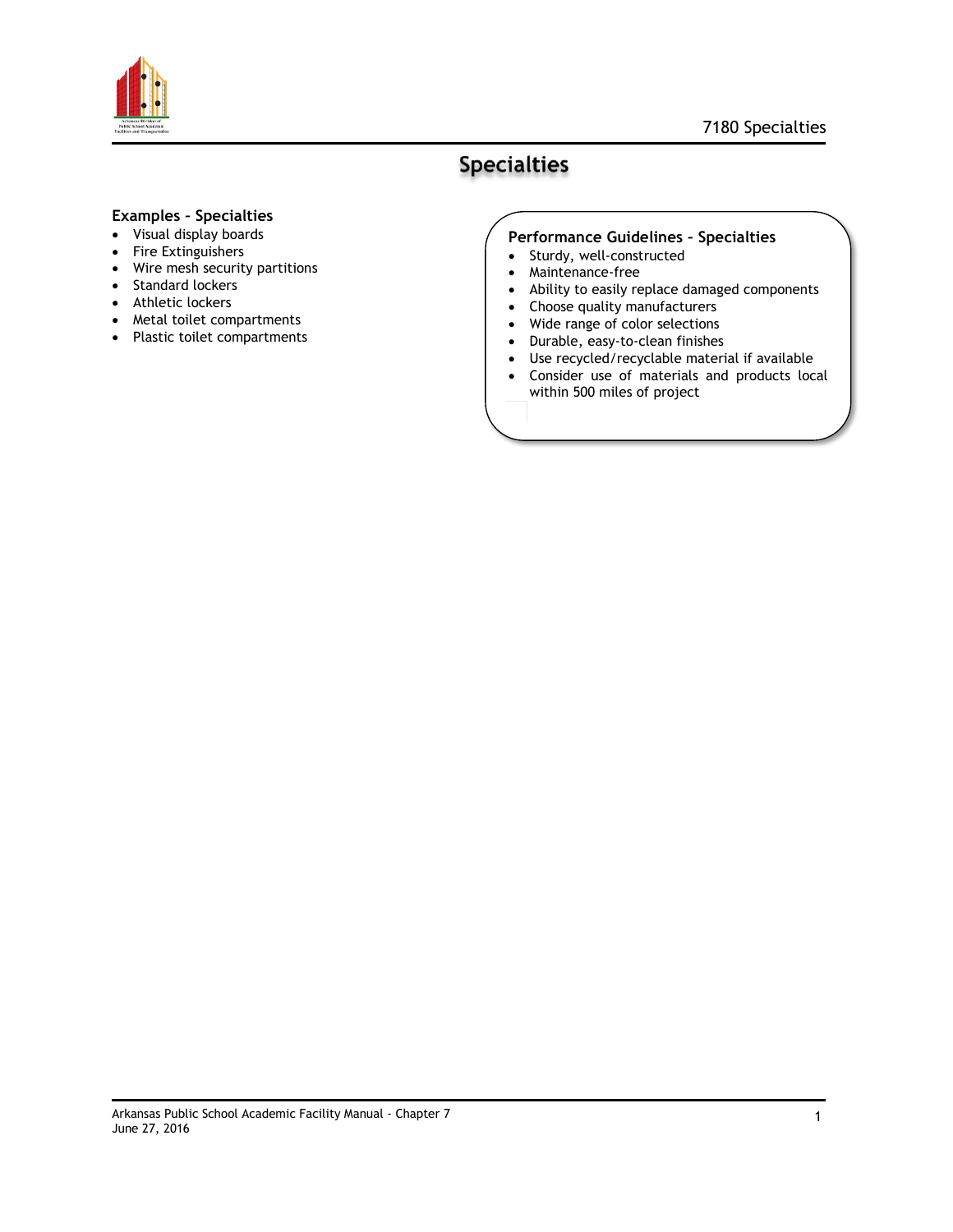# Specialties

## Examples – Specialties

- Visual display boards
- Fire Extinguishers
- Wire mesh security partitions
- Standard lockers
- Athletic lockers
- Metal toilet compartments
- Plastic toilet compartments

## Performance Guidelines – Specialties

- Sturdy, well-constructed
- Maintenance-free
- Ability to easily replace damaged components
- Choose quality manufacturers
- Wide range of color selections
- Durable, easy-to-clean finishes
- Use recycled/recyclable material if available
- Consider use of materials and products local within 500 miles of project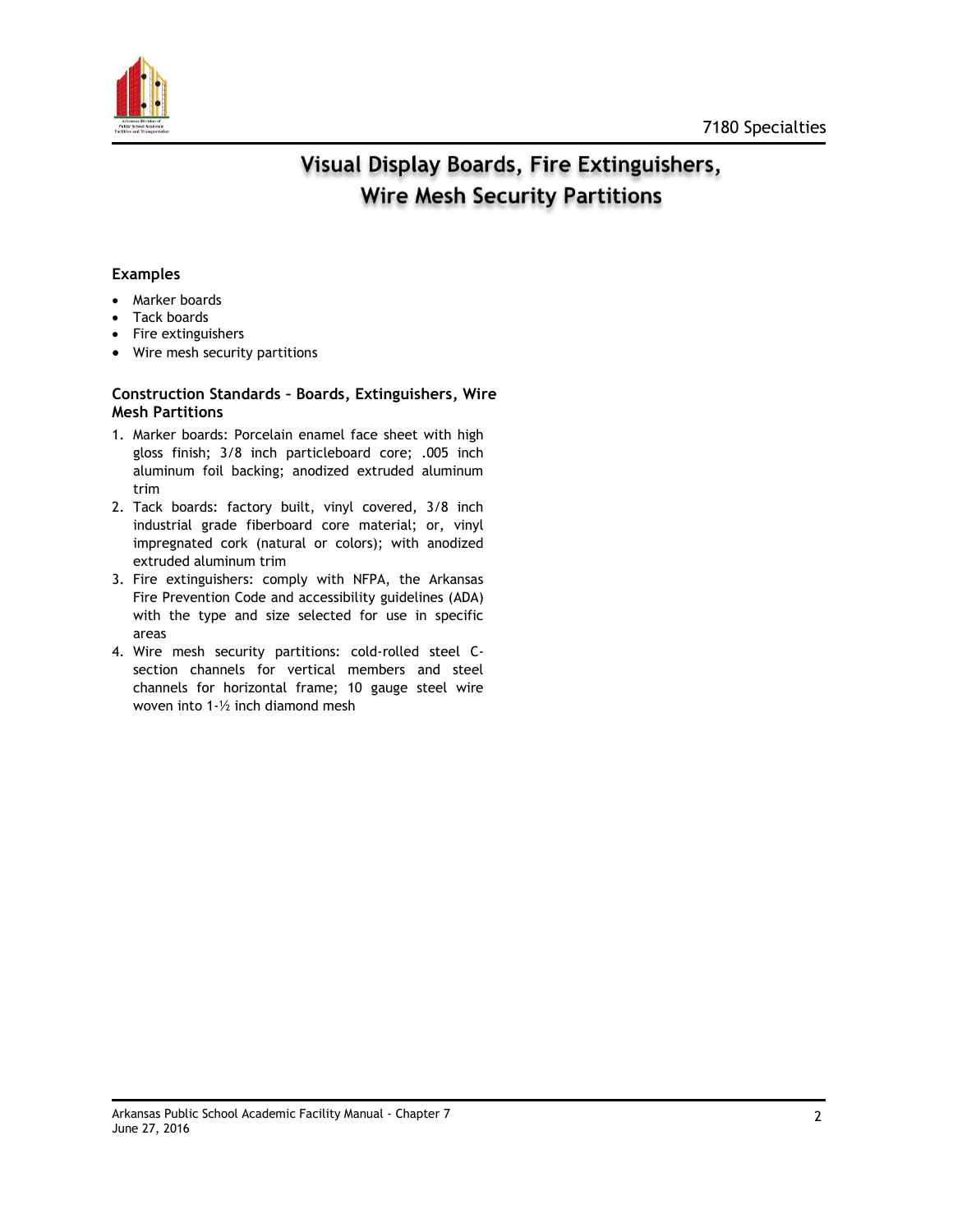# Visual Display Boards, Fire Extinguishers, Wire Mesh Security Partitions

### Examples

- Marker boards
- Tack boards
- Fire extinguishers
- Wire mesh security partitions

### Construction Standards – Boards, Extinguishers, Wire Mesh Partitions

1. Marker boards: Porcelain enamel face sheet with high gloss finish; 3/8 inch particleboard core; .005 inch aluminum foil backing; anodized extruded aluminum trim
2. Tack boards: factory built, vinyl covered, 3/8 inch industrial grade fiberboard core material; or, vinyl impregnated cork (natural or colors); with anodized extruded aluminum trim
3. Fire extinguishers: comply with NFPA, the Arkansas Fire Prevention Code and accessibility guidelines (ADA) with the type and size selected for use in specific areas
4. Wire mesh security partitions: cold-rolled steel C-section channels for vertical members and steel channels for horizontal frame; 10 gauge steel wire woven into 1-½ inch diamond mesh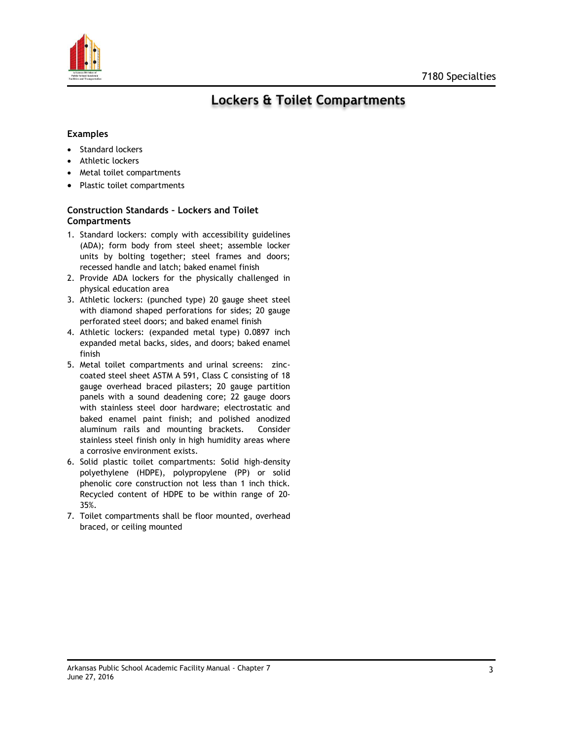# Lockers & Toilet Compartments

### Examples

- Standard lockers
- Athletic lockers
- Metal toilet compartments
- Plastic toilet compartments

### Construction Standards – Lockers and Toilet Compartments

1. Standard lockers: comply with accessibility guidelines (ADA); form body from steel sheet; assemble locker units by bolting together; steel frames and doors; recessed handle and latch; baked enamel finish
2. Provide ADA lockers for the physically challenged in physical education area
3. Athletic lockers: (punched type) 20 gauge sheet steel with diamond shaped perforations for sides; 20 gauge perforated steel doors; and baked enamel finish
4. Athletic lockers: (expanded metal type) 0.0897 inch expanded metal backs, sides, and doors; baked enamel finish
5. Metal toilet compartments and urinal screens: zinc-coated steel sheet ASTM A 591, Class C consisting of 18 gauge overhead braced pilasters; 20 gauge partition panels with a sound deadening core; 22 gauge doors with stainless steel door hardware; electrostatic and baked enamel paint finish; and polished anodized aluminum rails and mounting brackets. Consider stainless steel finish only in high humidity areas where a corrosive environment exists.
6. Solid plastic toilet compartments: Solid high-density polyethylene (HDPE), polypropylene (PP) or solid phenolic core construction not less than 1 inch thick. Recycled content of HDPE to be within range of 20-35%.
7. Toilet compartments shall be floor mounted, overhead braced, or ceiling mounted